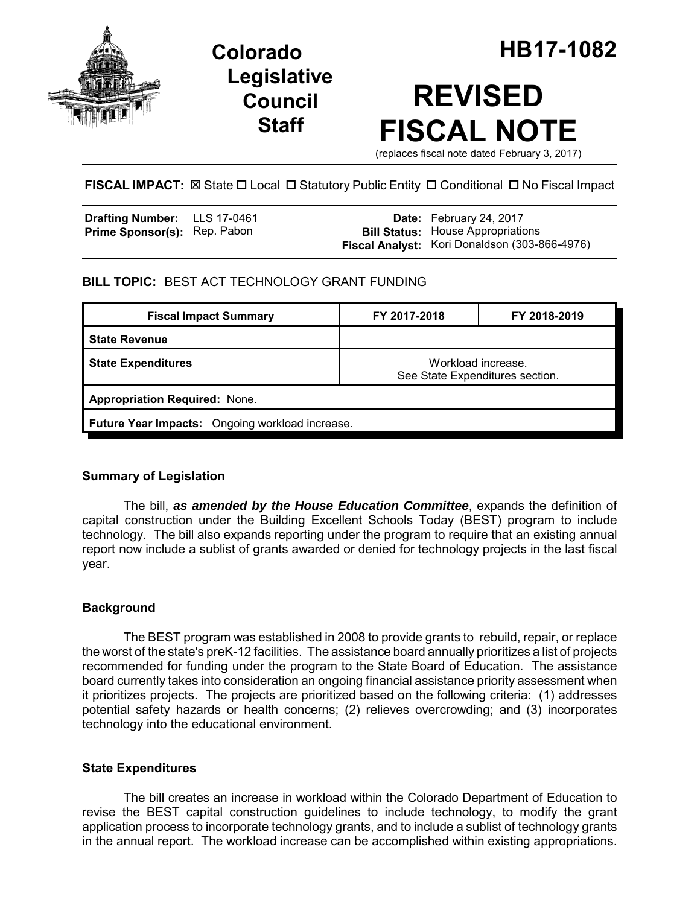# Colorado Legislative Council Staff

# HB17-1082

# REVISED FISCAL NOTE

(replaces fiscal note dated February 3, 2017)

**FISCAL IMPACT:** ☒ State ☐ Local ☐ Statutory Public Entity ☐ Conditional ☐ No Fiscal Impact

| | | | |
|---|---|---|---|
| **Drafting Number:** | LLS 17-0461 | **Date:** | February 24, 2017 |
| **Prime Sponsor(s):** | Rep. Pabon | **Bill Status:** | House Appropriations |
| | | **Fiscal Analyst:** | Kori Donaldson (303-866-4976) |

**BILL TOPIC:** BEST ACT TECHNOLOGY GRANT FUNDING

| Fiscal Impact Summary | FY 2017-2018 | FY 2018-2019 |
|---|---|---|
| **State Revenue** | | |
| **State Expenditures** | Workload increase. See State Expenditures section. | |
| **Appropriation Required:** None. | | |
| **Future Year Impacts:** Ongoing workload increase. | | |

### Summary of Legislation

The bill, ***as amended by the House Education Committee***, expands the definition of capital construction under the Building Excellent Schools Today (BEST) program to include technology. The bill also expands reporting under the program to require that an existing annual report now include a sublist of grants awarded or denied for technology projects in the last fiscal year.

### Background

The BEST program was established in 2008 to provide grants to rebuild, repair, or replace the worst of the state's preK-12 facilities. The assistance board annually prioritizes a list of projects recommended for funding under the program to the State Board of Education. The assistance board currently takes into consideration an ongoing financial assistance priority assessment when it prioritizes projects. The projects are prioritized based on the following criteria: (1) addresses potential safety hazards or health concerns; (2) relieves overcrowding; and (3) incorporates technology into the educational environment.

### State Expenditures

The bill creates an increase in workload within the Colorado Department of Education to revise the BEST capital construction guidelines to include technology, to modify the grant application process to incorporate technology grants, and to include a sublist of technology grants in the annual report. The workload increase can be accomplished within existing appropriations.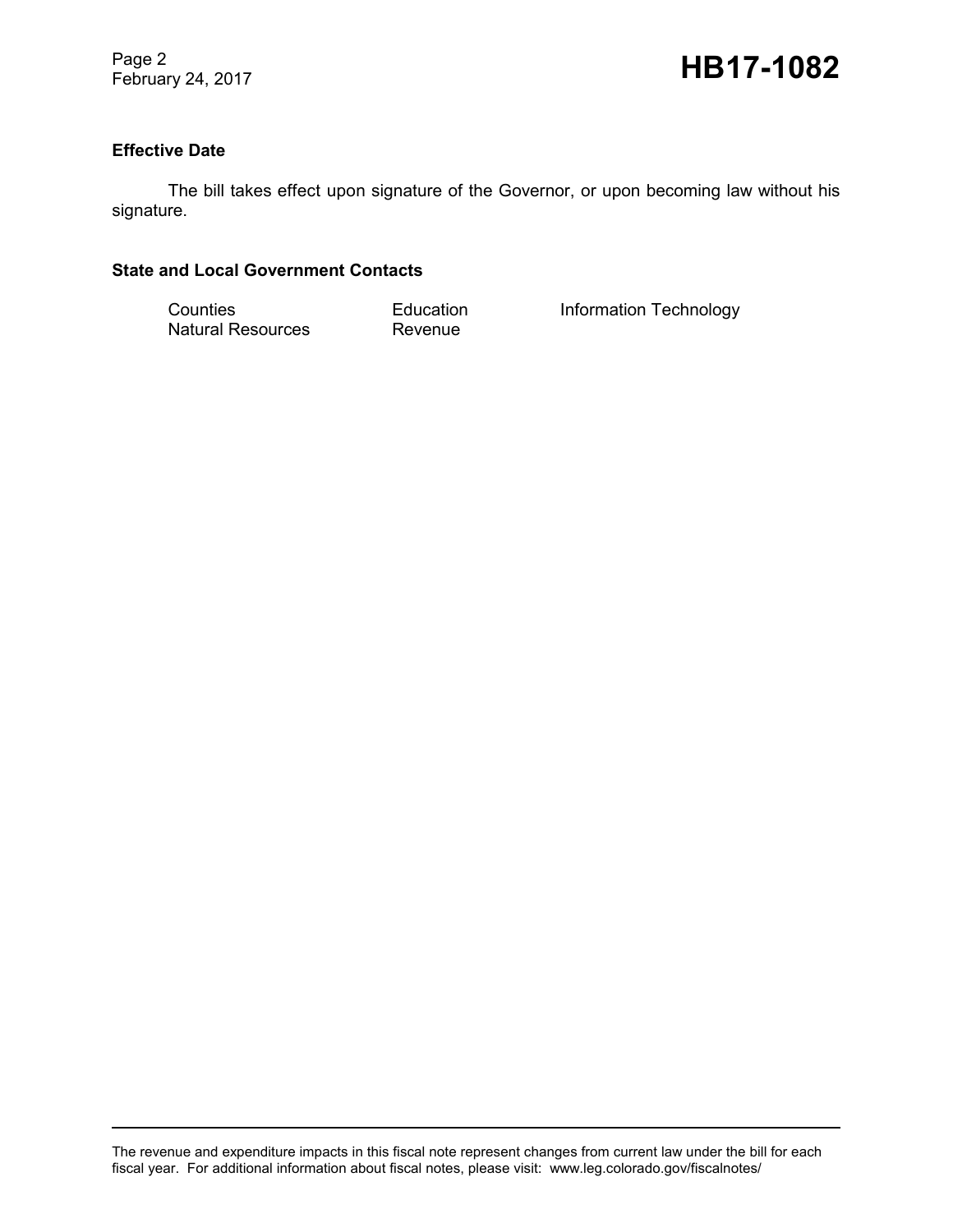### Effective Date

The bill takes effect upon signature of the Governor, or upon becoming law without his signature.

### State and Local Government Contacts

| | | |
|---|---|---|
| Counties | Education | Information Technology |
| Natural Resources | Revenue | |

The revenue and expenditure impacts in this fiscal note represent changes from current law under the bill for each fiscal year. For additional information about fiscal notes, please visit: www.leg.colorado.gov/fiscalnotes/